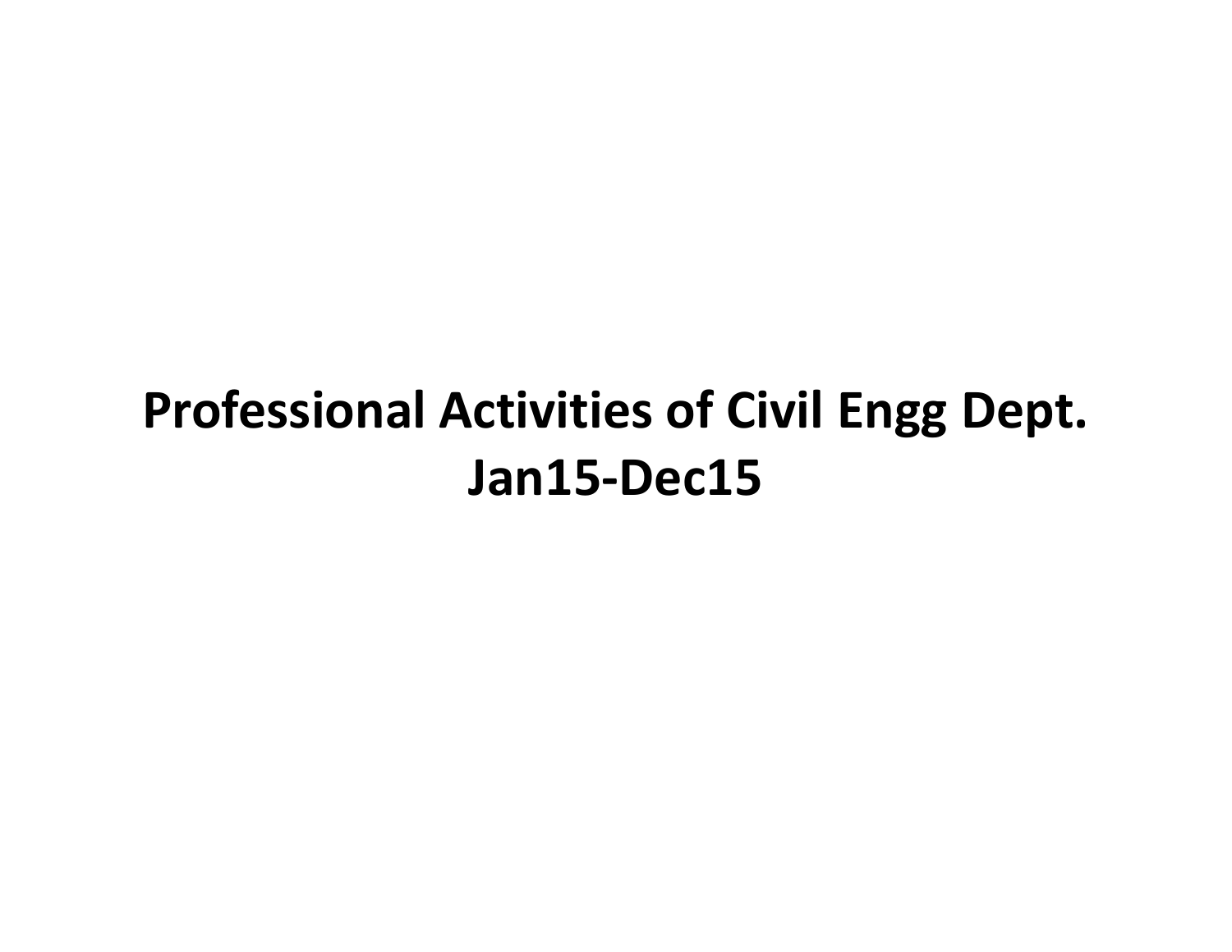# Professional Activities of Civil Engg Dept.
# Jan15-Dec15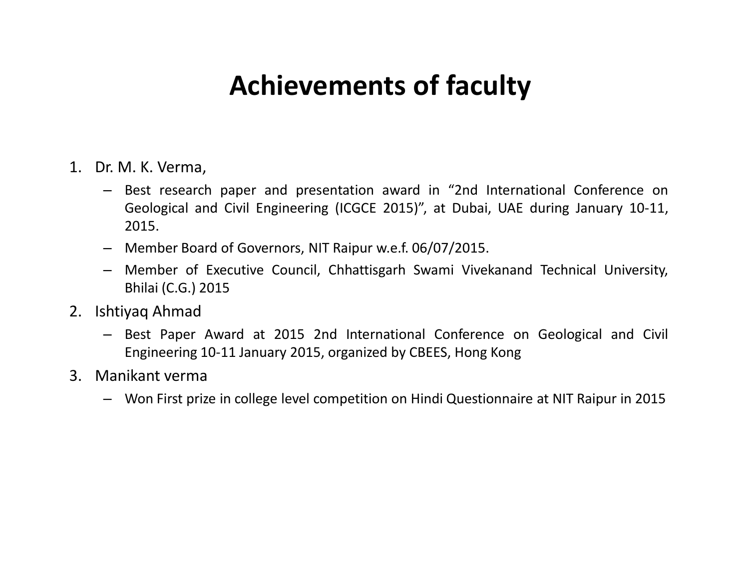# Achievements of faculty

1. Dr. M. K. Verma,
   - Best research paper and presentation award in “2nd International Conference on Geological and Civil Engineering (ICGCE 2015)”, at Dubai, UAE during January 10-11, 2015.
   - Member Board of Governors, NIT Raipur w.e.f. 06/07/2015.
   - Member of Executive Council, Chhattisgarh Swami Vivekanand Technical University, Bhilai (C.G.) 2015
2. Ishtiyaq Ahmad
   - Best Paper Award at 2015 2nd International Conference on Geological and Civil Engineering 10-11 January 2015, organized by CBEES, Hong Kong
3. Manikant verma
   - Won First prize in college level competition on Hindi Questionnaire at NIT Raipur in 2015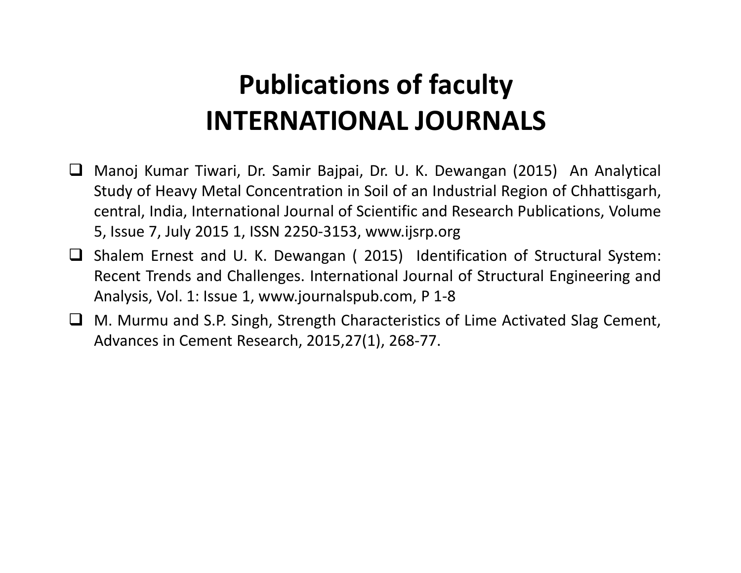# Publications of faculty
# INTERNATIONAL JOURNALS

- Manoj Kumar Tiwari, Dr. Samir Bajpai, Dr. U. K. Dewangan (2015) An Analytical Study of Heavy Metal Concentration in Soil of an Industrial Region of Chhattisgarh, central, India, International Journal of Scientific and Research Publications, Volume 5, Issue 7, July 2015 1, ISSN 2250-3153, www.ijsrp.org
- Shalem Ernest and U. K. Dewangan ( 2015) Identification of Structural System: Recent Trends and Challenges. International Journal of Structural Engineering and Analysis, Vol. 1: Issue 1, www.journalspub.com, P 1-8
- M. Murmu and S.P. Singh, Strength Characteristics of Lime Activated Slag Cement, Advances in Cement Research, 2015,27(1), 268-77.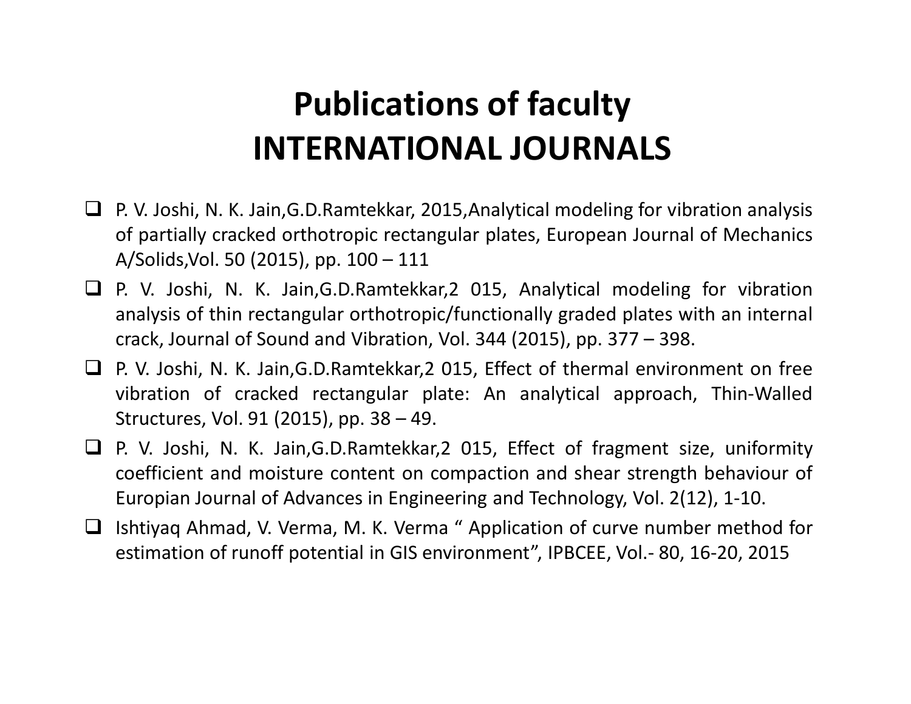# Publications of faculty
# INTERNATIONAL JOURNALS

- P. V. Joshi, N. K. Jain,G.D.Ramtekkar, 2015,Analytical modeling for vibration analysis of partially cracked orthotropic rectangular plates, European Journal of Mechanics A/Solids,Vol. 50 (2015), pp. 100 – 111
- P. V. Joshi, N. K. Jain,G.D.Ramtekkar,2 015, Analytical modeling for vibration analysis of thin rectangular orthotropic/functionally graded plates with an internal crack, Journal of Sound and Vibration, Vol. 344 (2015), pp. 377 – 398.
- P. V. Joshi, N. K. Jain,G.D.Ramtekkar,2 015, Effect of thermal environment on free vibration of cracked rectangular plate: An analytical approach, Thin-Walled Structures, Vol. 91 (2015), pp. 38 – 49.
- P. V. Joshi, N. K. Jain,G.D.Ramtekkar,2 015, Effect of fragment size, uniformity coefficient and moisture content on compaction and shear strength behaviour of Europian Journal of Advances in Engineering and Technology, Vol. 2(12), 1-10.
- Ishtiyaq Ahmad, V. Verma, M. K. Verma " Application of curve number method for estimation of runoff potential in GIS environment", IPBCEE, Vol.- 80, 16-20, 2015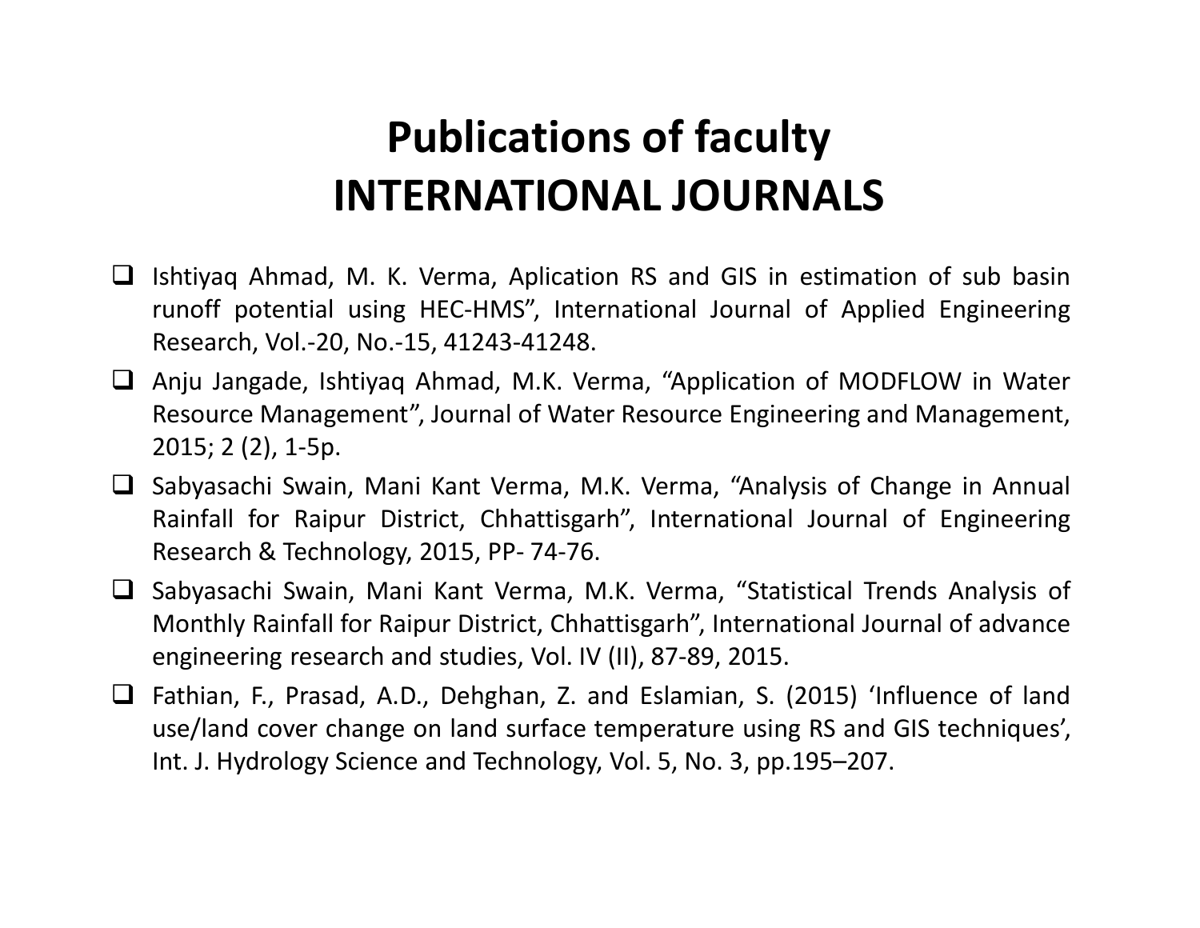# Publications of faculty
# INTERNATIONAL JOURNALS

- Ishtiyaq Ahmad, M. K. Verma, Aplication RS and GIS in estimation of sub basin runoff potential using HEC-HMS", International Journal of Applied Engineering Research, Vol.-20, No.-15, 41243-41248.
- Anju Jangade, Ishtiyaq Ahmad, M.K. Verma, "Application of MODFLOW in Water Resource Management", Journal of Water Resource Engineering and Management, 2015; 2 (2), 1-5p.
- Sabyasachi Swain, Mani Kant Verma, M.K. Verma, "Analysis of Change in Annual Rainfall for Raipur District, Chhattisgarh", International Journal of Engineering Research & Technology, 2015, PP- 74-76.
- Sabyasachi Swain, Mani Kant Verma, M.K. Verma, "Statistical Trends Analysis of Monthly Rainfall for Raipur District, Chhattisgarh", International Journal of advance engineering research and studies, Vol. IV (II), 87-89, 2015.
- Fathian, F., Prasad, A.D., Dehghan, Z. and Eslamian, S. (2015) 'Influence of land use/land cover change on land surface temperature using RS and GIS techniques', Int. J. Hydrology Science and Technology, Vol. 5, No. 3, pp.195–207.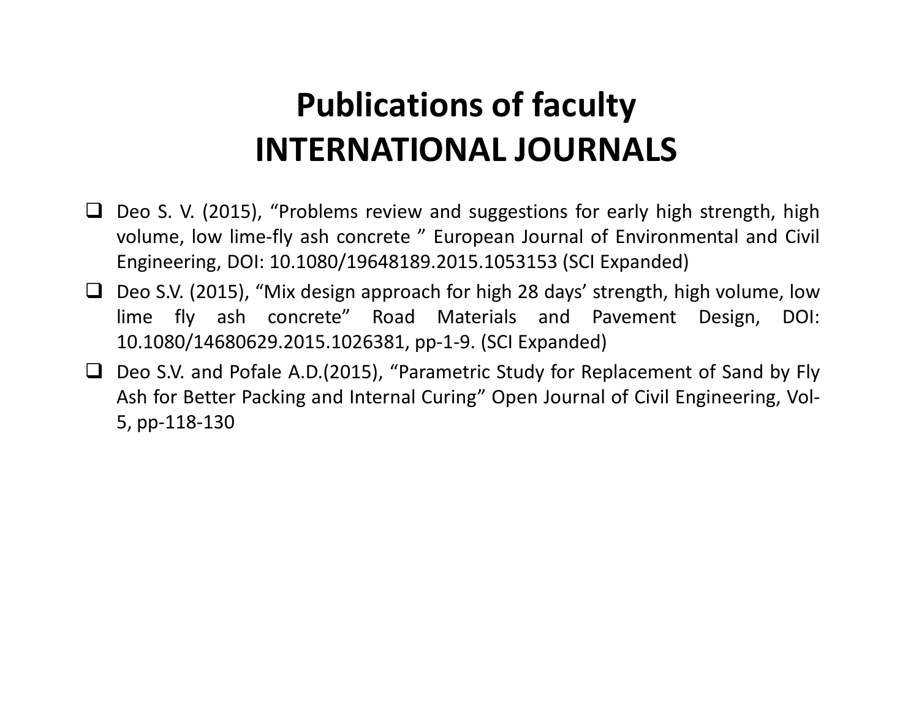# Publications of faculty
# INTERNATIONAL JOURNALS

- Deo S. V. (2015), “Problems review and suggestions for early high strength, high volume, low lime-fly ash concrete ” European Journal of Environmental and Civil Engineering, DOI: 10.1080/19648189.2015.1053153 (SCI Expanded)
- Deo S.V. (2015), “Mix design approach for high 28 days’ strength, high volume, low lime fly ash concrete” Road Materials and Pavement Design, DOI: 10.1080/14680629.2015.1026381, pp-1-9. (SCI Expanded)
- Deo S.V. and Pofale A.D.(2015), “Parametric Study for Replacement of Sand by Fly Ash for Better Packing and Internal Curing” Open Journal of Civil Engineering, Vol-5, pp-118-130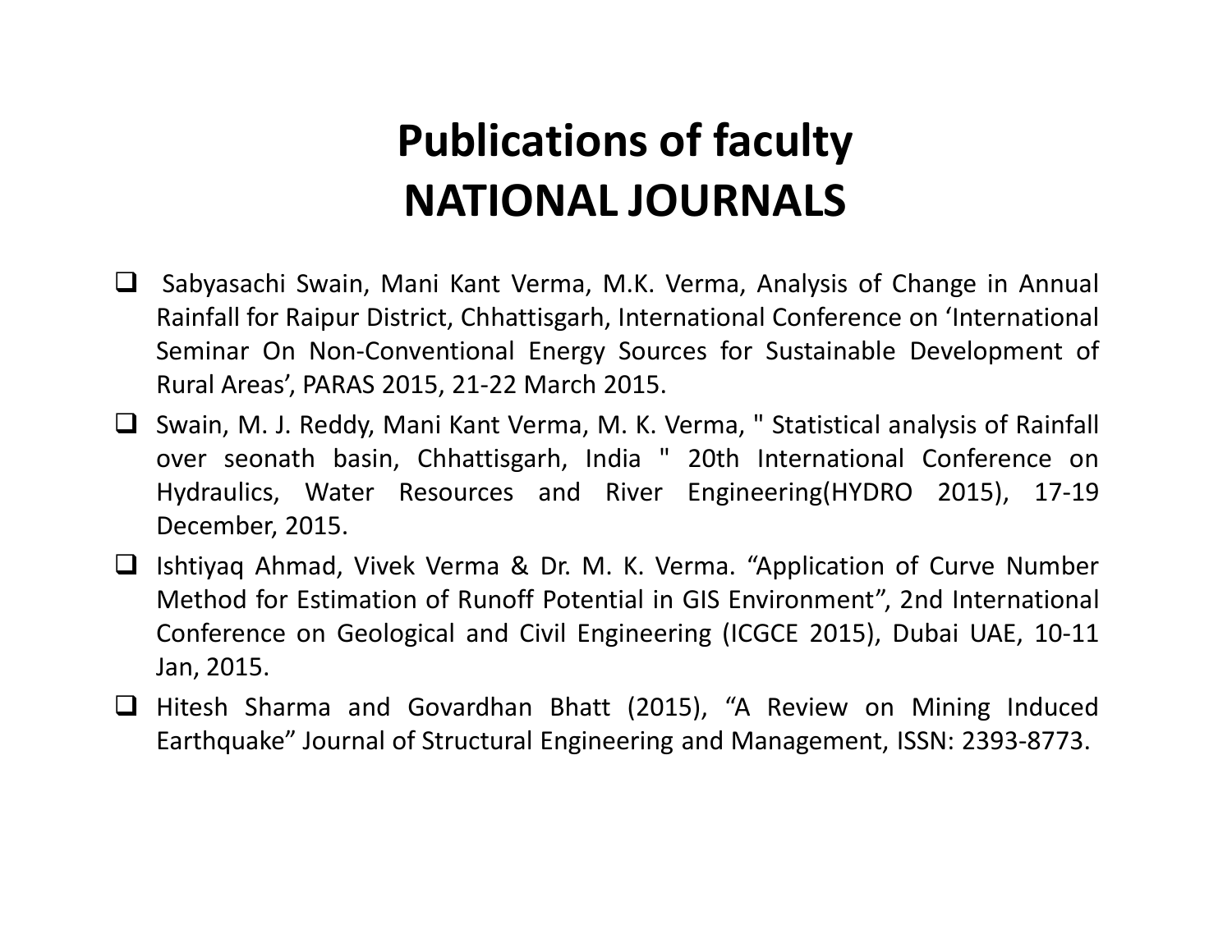# Publications of faculty
# NATIONAL JOURNALS

- Sabyasachi Swain, Mani Kant Verma, M.K. Verma, Analysis of Change in Annual Rainfall for Raipur District, Chhattisgarh, International Conference on 'International Seminar On Non-Conventional Energy Sources for Sustainable Development of Rural Areas', PARAS 2015, 21-22 March 2015.
- Swain, M. J. Reddy, Mani Kant Verma, M. K. Verma, " Statistical analysis of Rainfall over seonath basin, Chhattisgarh, India " 20th International Conference on Hydraulics, Water Resources and River Engineering(HYDRO 2015), 17-19 December, 2015.
- Ishtiyaq Ahmad, Vivek Verma & Dr. M. K. Verma. "Application of Curve Number Method for Estimation of Runoff Potential in GIS Environment", 2nd International Conference on Geological and Civil Engineering (ICGCE 2015), Dubai UAE, 10-11 Jan, 2015.
- Hitesh Sharma and Govardhan Bhatt (2015), "A Review on Mining Induced Earthquake" Journal of Structural Engineering and Management, ISSN: 2393-8773.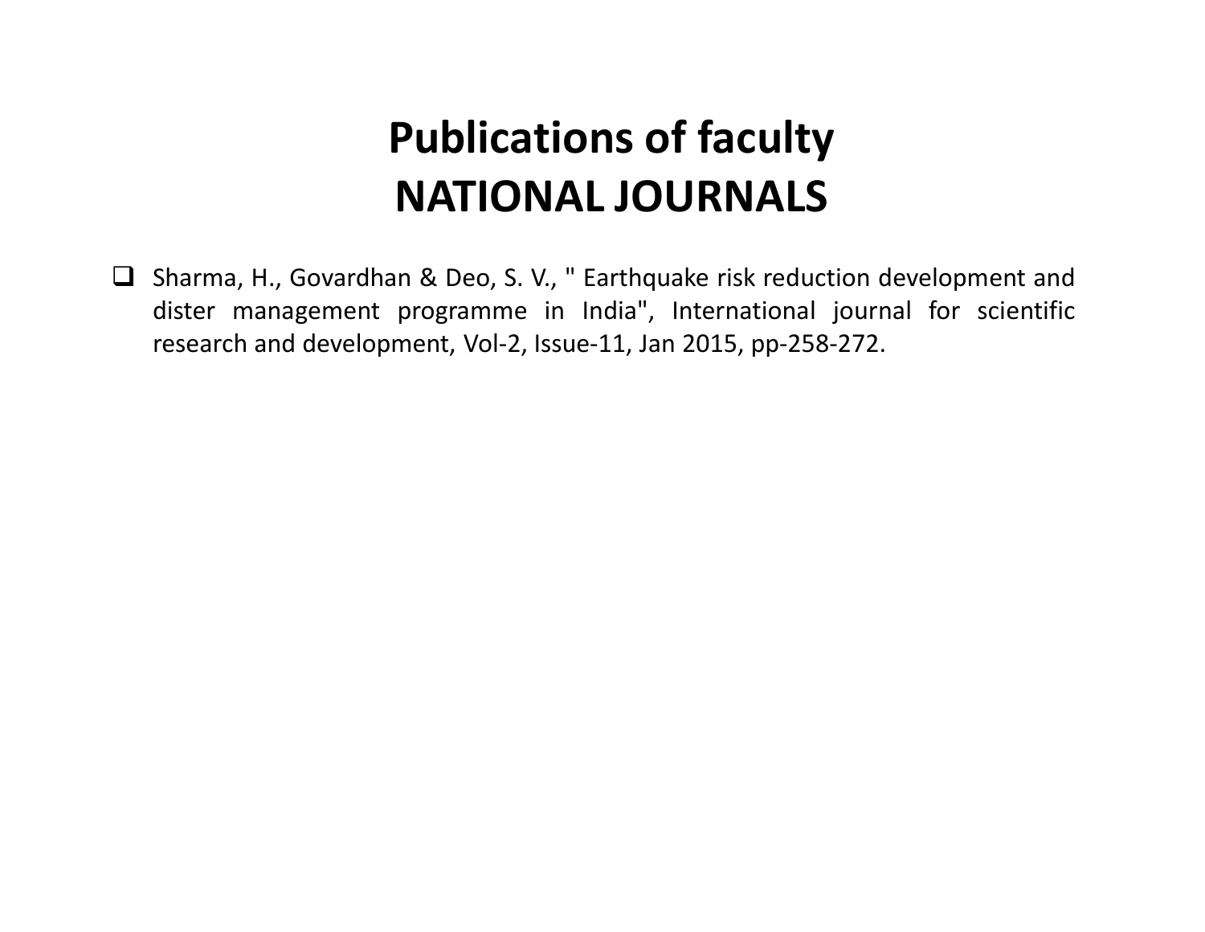# Publications of faculty
# NATIONAL JOURNALS

- Sharma, H., Govardhan & Deo, S. V., " Earthquake risk reduction development and dister management programme in India", International journal for scientific research and development, Vol-2, Issue-11, Jan 2015, pp-258-272.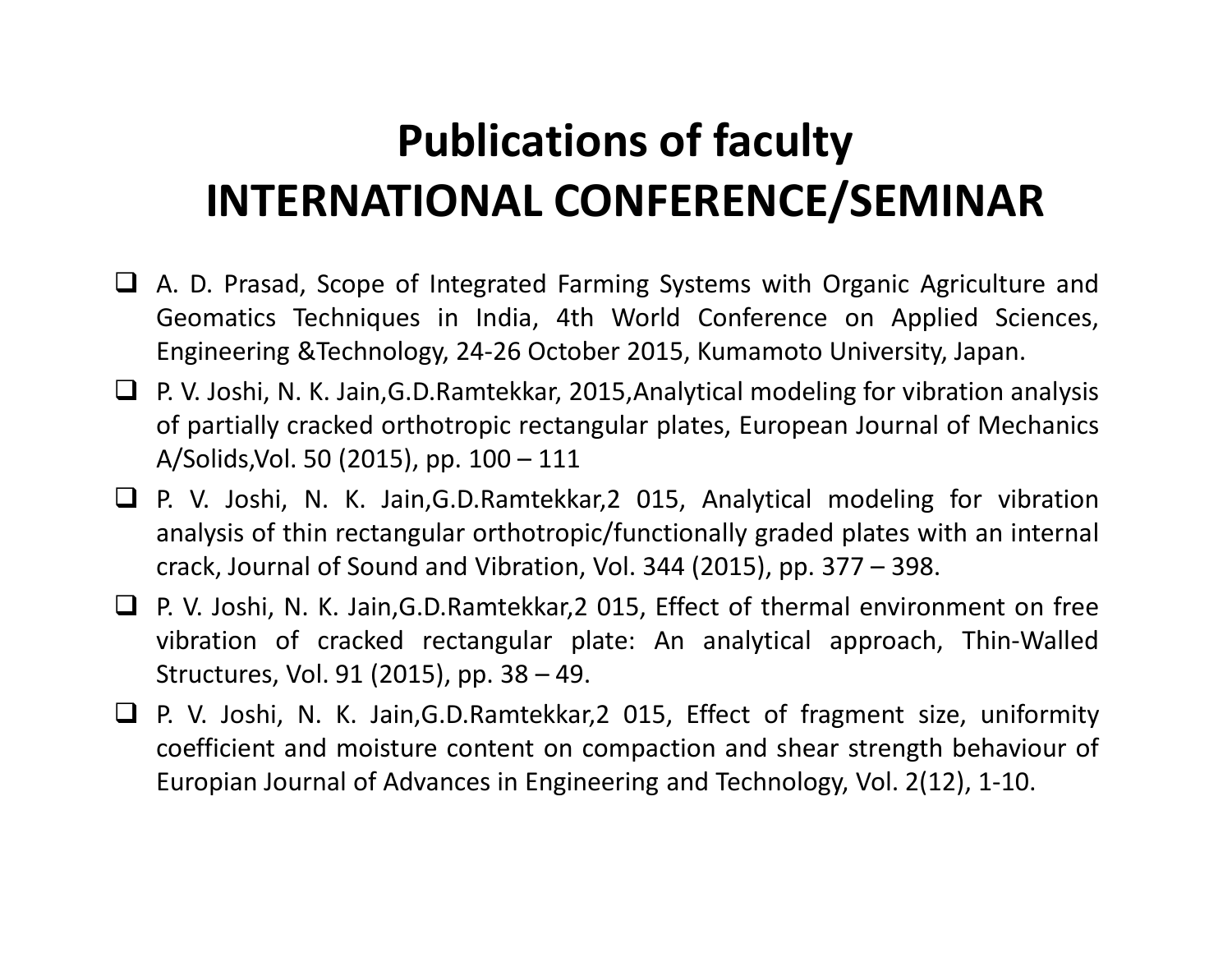# Publications of faculty
# INTERNATIONAL CONFERENCE/SEMINAR

- A. D. Prasad, Scope of Integrated Farming Systems with Organic Agriculture and Geomatics Techniques in India, 4th World Conference on Applied Sciences, Engineering &Technology, 24-26 October 2015, Kumamoto University, Japan.
- P. V. Joshi, N. K. Jain,G.D.Ramtekkar, 2015,Analytical modeling for vibration analysis of partially cracked orthotropic rectangular plates, European Journal of Mechanics A/Solids,Vol. 50 (2015), pp. 100 – 111
- P. V. Joshi, N. K. Jain,G.D.Ramtekkar,2 015, Analytical modeling for vibration analysis of thin rectangular orthotropic/functionally graded plates with an internal crack, Journal of Sound and Vibration, Vol. 344 (2015), pp. 377 – 398.
- P. V. Joshi, N. K. Jain,G.D.Ramtekkar,2 015, Effect of thermal environment on free vibration of cracked rectangular plate: An analytical approach, Thin-Walled Structures, Vol. 91 (2015), pp. 38 – 49.
- P. V. Joshi, N. K. Jain,G.D.Ramtekkar,2 015, Effect of fragment size, uniformity coefficient and moisture content on compaction and shear strength behaviour of Europian Journal of Advances in Engineering and Technology, Vol. 2(12), 1-10.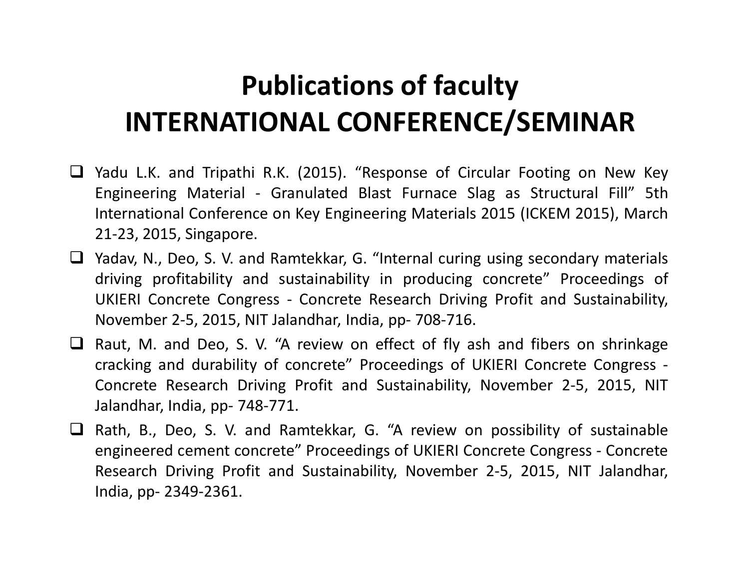# Publications of faculty
# INTERNATIONAL CONFERENCE/SEMINAR

- Yadu L.K. and Tripathi R.K. (2015). "Response of Circular Footing on New Key Engineering Material - Granulated Blast Furnace Slag as Structural Fill" 5th International Conference on Key Engineering Materials 2015 (ICKEM 2015), March 21-23, 2015, Singapore.
- Yadav, N., Deo, S. V. and Ramtekkar, G. "Internal curing using secondary materials driving profitability and sustainability in producing concrete" Proceedings of UKIERI Concrete Congress - Concrete Research Driving Profit and Sustainability, November 2-5, 2015, NIT Jalandhar, India, pp- 708-716.
- Raut, M. and Deo, S. V. "A review on effect of fly ash and fibers on shrinkage cracking and durability of concrete" Proceedings of UKIERI Concrete Congress - Concrete Research Driving Profit and Sustainability, November 2-5, 2015, NIT Jalandhar, India, pp- 748-771.
- Rath, B., Deo, S. V. and Ramtekkar, G. "A review on possibility of sustainable engineered cement concrete" Proceedings of UKIERI Concrete Congress - Concrete Research Driving Profit and Sustainability, November 2-5, 2015, NIT Jalandhar, India, pp- 2349-2361.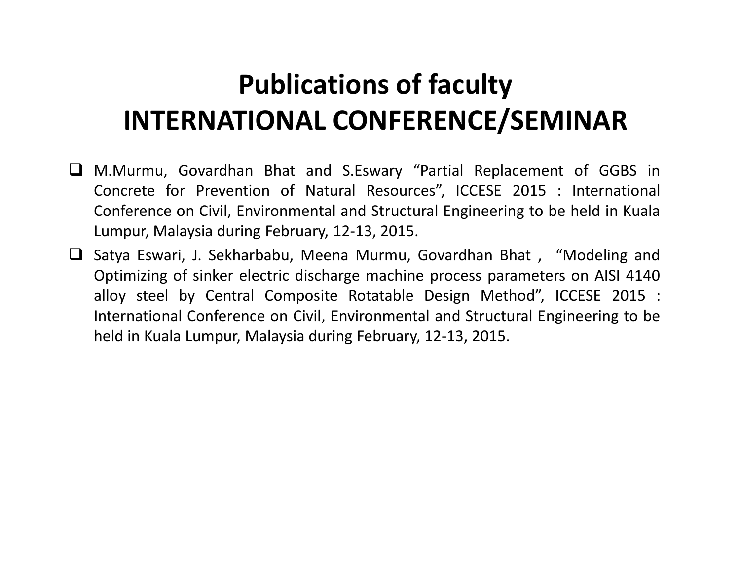# Publications of faculty
# INTERNATIONAL CONFERENCE/SEMINAR

- M.Murmu, Govardhan Bhat and S.Eswary "Partial Replacement of GGBS in Concrete for Prevention of Natural Resources", ICCESE 2015 : International Conference on Civil, Environmental and Structural Engineering to be held in Kuala Lumpur, Malaysia during February, 12-13, 2015.
- Satya Eswari, J. Sekharbabu, Meena Murmu, Govardhan Bhat , "Modeling and Optimizing of sinker electric discharge machine process parameters on AISI 4140 alloy steel by Central Composite Rotatable Design Method", ICCESE 2015 : International Conference on Civil, Environmental and Structural Engineering to be held in Kuala Lumpur, Malaysia during February, 12-13, 2015.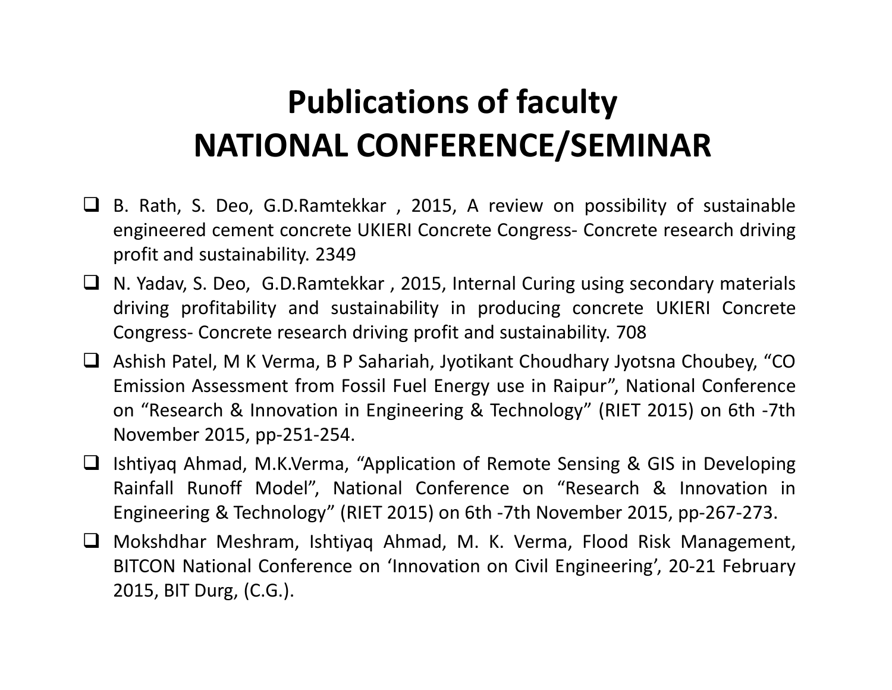# Publications of faculty
# NATIONAL CONFERENCE/SEMINAR

- B. Rath, S. Deo, G.D.Ramtekkar , 2015, A review on possibility of sustainable engineered cement concrete UKIERI Concrete Congress- Concrete research driving profit and sustainability. 2349
- N. Yadav, S. Deo, G.D.Ramtekkar , 2015, Internal Curing using secondary materials driving profitability and sustainability in producing concrete UKIERI Concrete Congress- Concrete research driving profit and sustainability. 708
- Ashish Patel, M K Verma, B P Sahariah, Jyotikant Choudhary Jyotsna Choubey, "CO Emission Assessment from Fossil Fuel Energy use in Raipur", National Conference on "Research & Innovation in Engineering & Technology" (RIET 2015) on 6th -7th November 2015, pp-251-254.
- Ishtiyaq Ahmad, M.K.Verma, "Application of Remote Sensing & GIS in Developing Rainfall Runoff Model", National Conference on "Research & Innovation in Engineering & Technology" (RIET 2015) on 6th -7th November 2015, pp-267-273.
- Mokshdhar Meshram, Ishtiyaq Ahmad, M. K. Verma, Flood Risk Management, BITCON National Conference on 'Innovation on Civil Engineering', 20-21 February 2015, BIT Durg, (C.G.).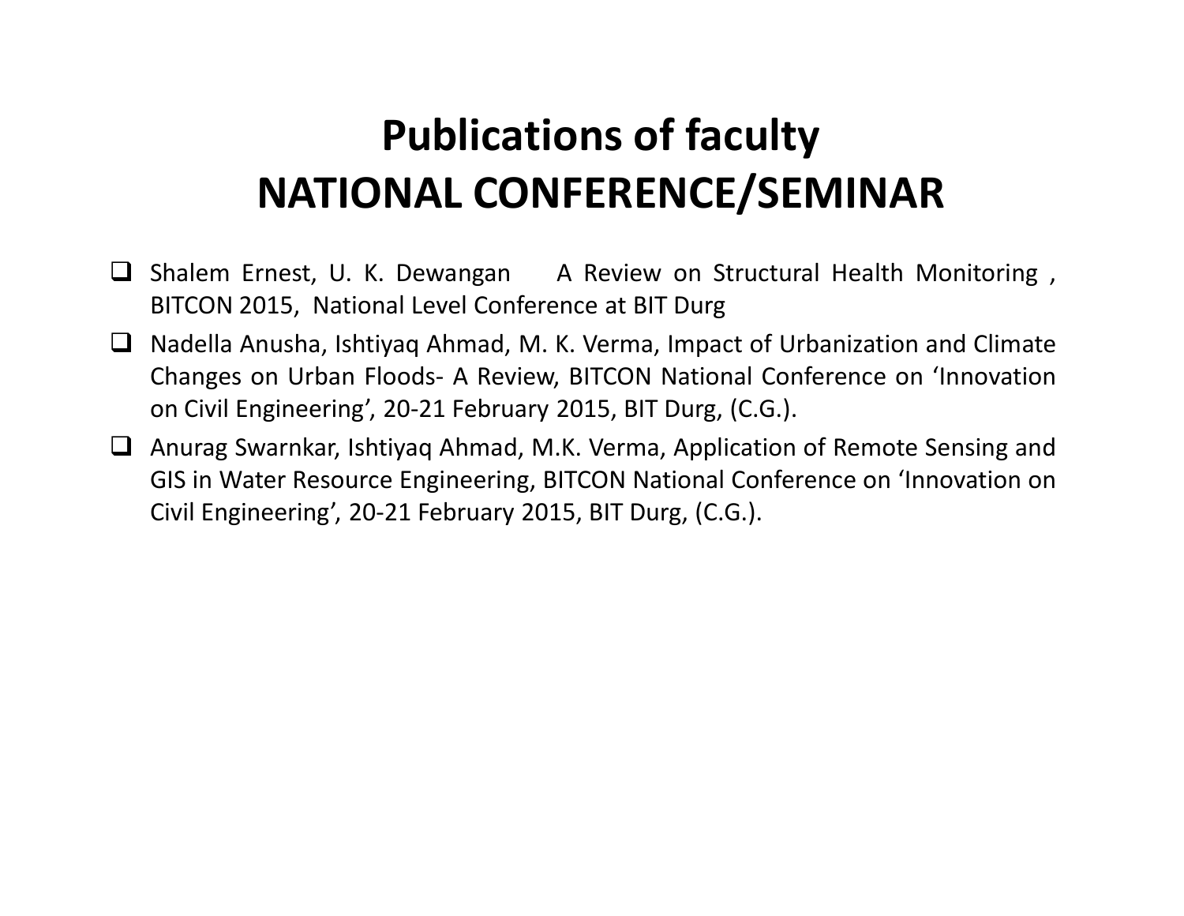# Publications of faculty
# NATIONAL CONFERENCE/SEMINAR

- Shalem Ernest, U. K. Dewangan A Review on Structural Health Monitoring , BITCON 2015, National Level Conference at BIT Durg
- Nadella Anusha, Ishtiyaq Ahmad, M. K. Verma, Impact of Urbanization and Climate Changes on Urban Floods- A Review, BITCON National Conference on 'Innovation on Civil Engineering', 20-21 February 2015, BIT Durg, (C.G.).
- Anurag Swarnkar, Ishtiyaq Ahmad, M.K. Verma, Application of Remote Sensing and GIS in Water Resource Engineering, BITCON National Conference on 'Innovation on Civil Engineering', 20-21 February 2015, BIT Durg, (C.G.).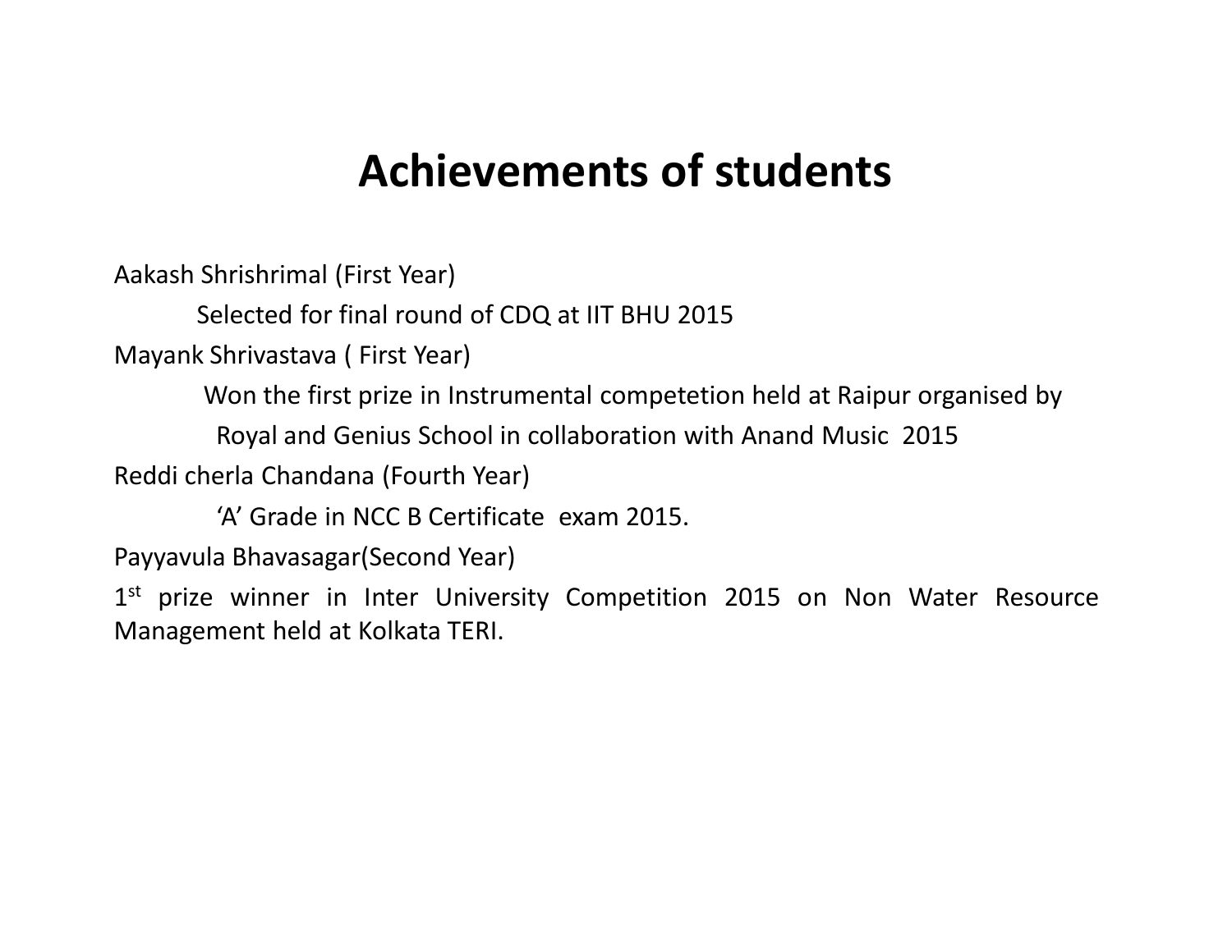# Achievements of students

Aakash Shrishrimal (First Year)

Selected for final round of CDQ at IIT BHU 2015

Mayank Shrivastava ( First Year)

Won the first prize in Instrumental competetion held at Raipur organised by Royal and Genius School in collaboration with Anand Music 2015

Reddi cherla Chandana (Fourth Year)

'A' Grade in NCC B Certificate exam 2015.

Payyavula Bhavasagar(Second Year)

1st prize winner in Inter University Competition 2015 on Non Water Resource Management held at Kolkata TERI.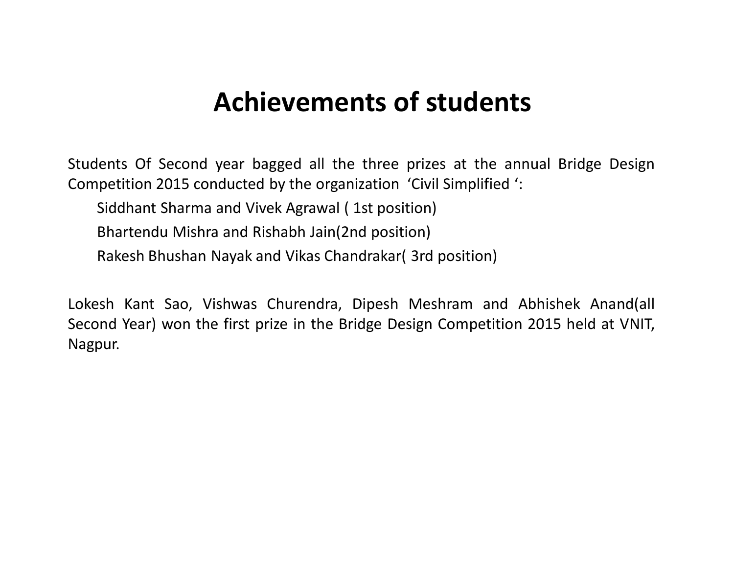# Achievements of students

Students Of Second year bagged all the three prizes at the annual Bridge Design Competition 2015 conducted by the organization 'Civil Simplified ':

Siddhant Sharma and Vivek Agrawal ( 1st position)

Bhartendu Mishra and Rishabh Jain(2nd position)

Rakesh Bhushan Nayak and Vikas Chandrakar( 3rd position)

Lokesh Kant Sao, Vishwas Churendra, Dipesh Meshram and Abhishek Anand(all Second Year) won the first prize in the Bridge Design Competition 2015 held at VNIT, Nagpur.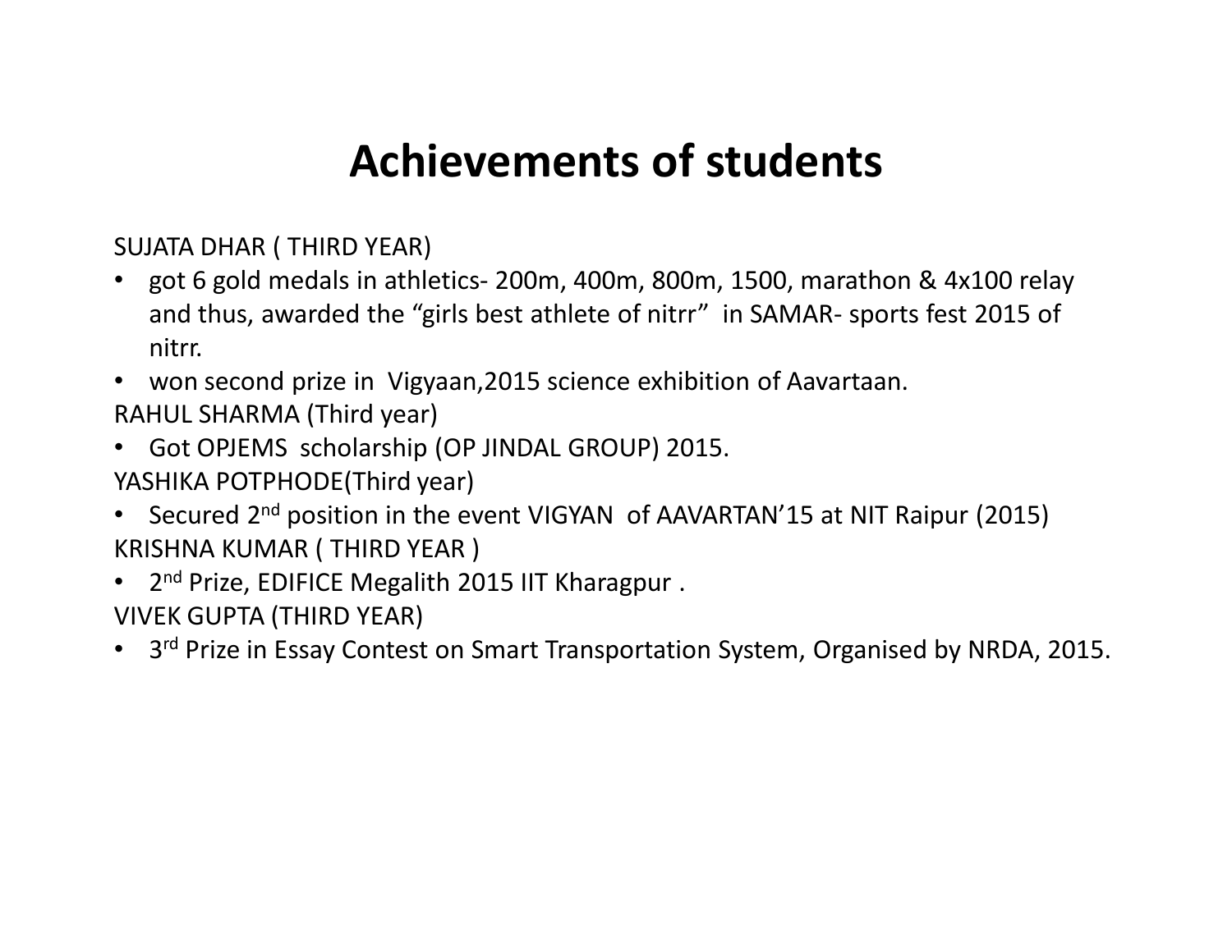# Achievements of students

SUJATA DHAR ( THIRD YEAR)

- got 6 gold medals in athletics- 200m, 400m, 800m, 1500, marathon & 4x100 relay and thus, awarded the “girls best athlete of nitrr” in SAMAR- sports fest 2015 of nitrr.
- won second prize in Vigyaan,2015 science exhibition of Aavartaan.

RAHUL SHARMA (Third year)

- Got OPJEMS scholarship (OP JINDAL GROUP) 2015.

YASHIKA POTPHODE(Third year)

- Secured 2nd position in the event VIGYAN of AAVARTAN’15 at NIT Raipur (2015)

KRISHNA KUMAR ( THIRD YEAR )

- 2nd Prize, EDIFICE Megalith 2015 IIT Kharagpur .

VIVEK GUPTA (THIRD YEAR)

- 3rd Prize in Essay Contest on Smart Transportation System, Organised by NRDA, 2015.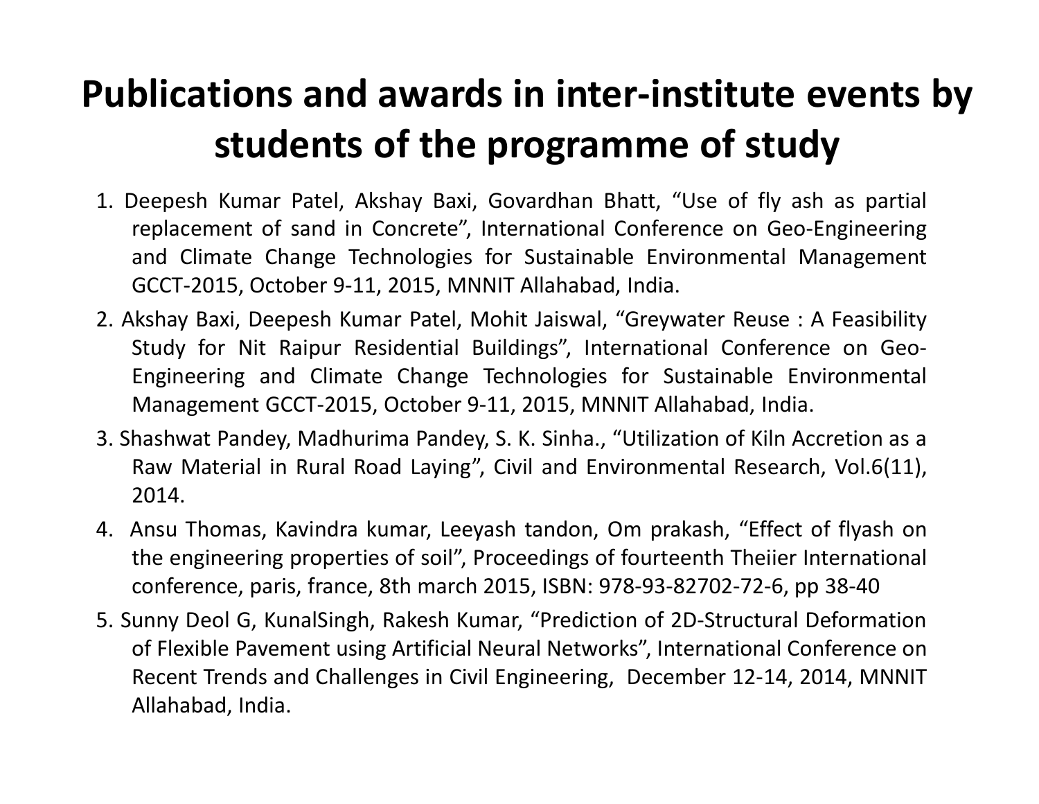# Publications and awards in inter-institute events by students of the programme of study

1. Deepesh Kumar Patel, Akshay Baxi, Govardhan Bhatt, "Use of fly ash as partial replacement of sand in Concrete", International Conference on Geo-Engineering and Climate Change Technologies for Sustainable Environmental Management GCCT-2015, October 9-11, 2015, MNNIT Allahabad, India.
2. Akshay Baxi, Deepesh Kumar Patel, Mohit Jaiswal, "Greywater Reuse : A Feasibility Study for Nit Raipur Residential Buildings", International Conference on Geo-Engineering and Climate Change Technologies for Sustainable Environmental Management GCCT-2015, October 9-11, 2015, MNNIT Allahabad, India.
3. Shashwat Pandey, Madhurima Pandey, S. K. Sinha., "Utilization of Kiln Accretion as a Raw Material in Rural Road Laying", Civil and Environmental Research, Vol.6(11), 2014.
4. Ansu Thomas, Kavindra kumar, Leeyash tandon, Om prakash, "Effect of flyash on the engineering properties of soil", Proceedings of fourteenth Theiier International conference, paris, france, 8th march 2015, ISBN: 978-93-82702-72-6, pp 38-40
5. Sunny Deol G, KunalSingh, Rakesh Kumar, "Prediction of 2D-Structural Deformation of Flexible Pavement using Artificial Neural Networks", International Conference on Recent Trends and Challenges in Civil Engineering, December 12-14, 2014, MNNIT Allahabad, India.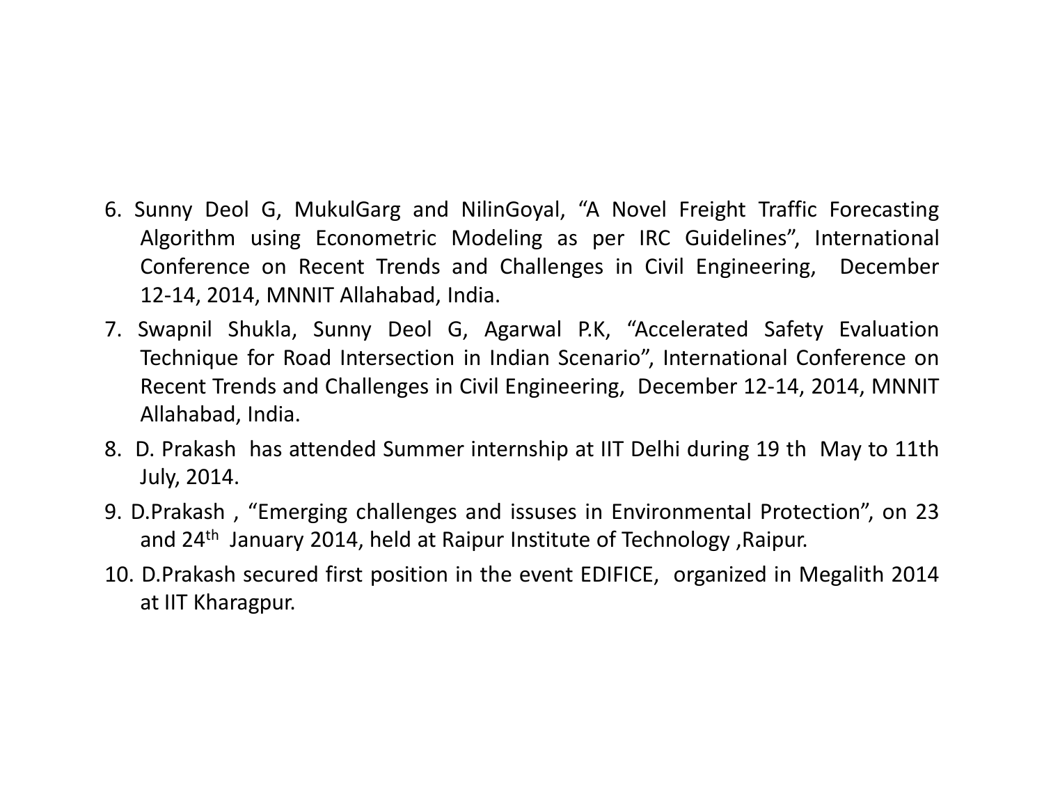6. Sunny Deol G, MukulGarg and NilinGoyal, “A Novel Freight Traffic Forecasting Algorithm using Econometric Modeling as per IRC Guidelines”, International Conference on Recent Trends and Challenges in Civil Engineering, December 12-14, 2014, MNNIT Allahabad, India.
7. Swapnil Shukla, Sunny Deol G, Agarwal P.K, “Accelerated Safety Evaluation Technique for Road Intersection in Indian Scenario”, International Conference on Recent Trends and Challenges in Civil Engineering, December 12-14, 2014, MNNIT Allahabad, India.
8. D. Prakash has attended Summer internship at IIT Delhi during 19 th May to 11th July, 2014.
9. D.Prakash , “Emerging challenges and issuses in Environmental Protection”, on 23 and 24th January 2014, held at Raipur Institute of Technology ,Raipur.
10. D.Prakash secured first position in the event EDIFICE, organized in Megalith 2014 at IIT Kharagpur.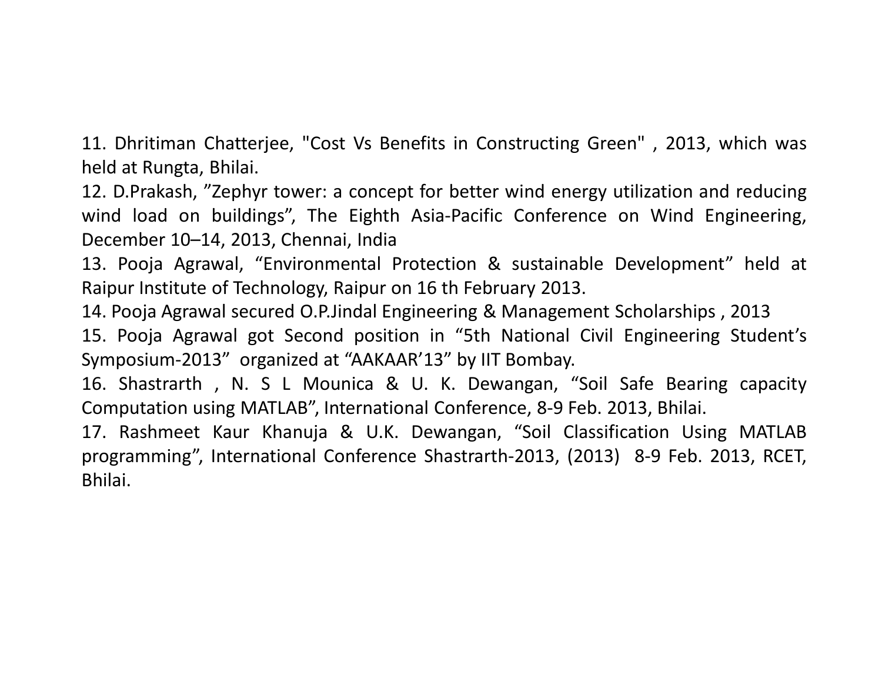11. Dhritiman Chatterjee, "Cost Vs Benefits in Constructing Green" , 2013, which was held at Rungta, Bhilai.

12. D.Prakash, ”Zephyr tower: a concept for better wind energy utilization and reducing wind load on buildings”, The Eighth Asia-Pacific Conference on Wind Engineering, December 10–14, 2013, Chennai, India

13. Pooja Agrawal, “Environmental Protection & sustainable Development” held at Raipur Institute of Technology, Raipur on 16 th February 2013.

14. Pooja Agrawal secured O.P.Jindal Engineering & Management Scholarships , 2013

15. Pooja Agrawal got Second position in “5th National Civil Engineering Student’s Symposium-2013” organized at “AAKAAR’13” by IIT Bombay.

16. Shastrarth , N. S L Mounica & U. K. Dewangan, “Soil Safe Bearing capacity Computation using MATLAB”, International Conference, 8-9 Feb. 2013, Bhilai.

17. Rashmeet Kaur Khanuja & U.K. Dewangan, “Soil Classification Using MATLAB programming”, International Conference Shastrarth-2013, (2013) 8-9 Feb. 2013, RCET, Bhilai.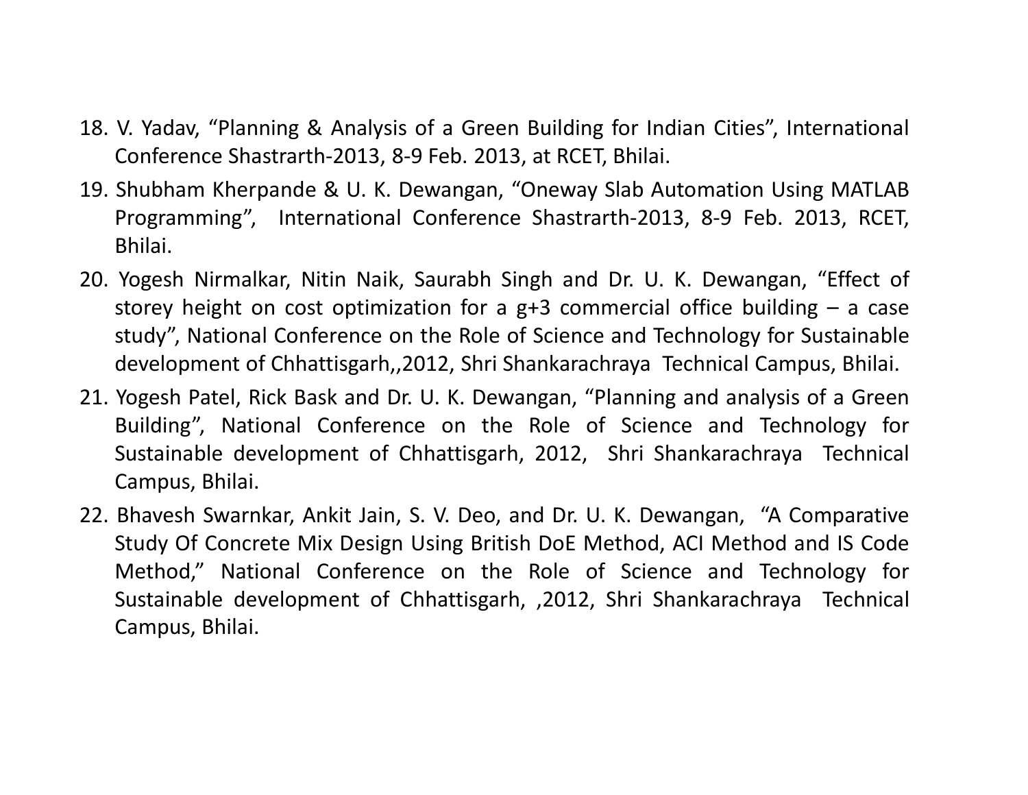18. V. Yadav, “Planning & Analysis of a Green Building for Indian Cities”, International Conference Shastrarth-2013, 8-9 Feb. 2013, at RCET, Bhilai.
19. Shubham Kherpande & U. K. Dewangan, “Oneway Slab Automation Using MATLAB Programming”, International Conference Shastrarth-2013, 8-9 Feb. 2013, RCET, Bhilai.
20. Yogesh Nirmalkar, Nitin Naik, Saurabh Singh and Dr. U. K. Dewangan, “Effect of storey height on cost optimization for a g+3 commercial office building – a case study”, National Conference on the Role of Science and Technology for Sustainable development of Chhattisgarh,,2012, Shri Shankarachraya Technical Campus, Bhilai.
21. Yogesh Patel, Rick Bask and Dr. U. K. Dewangan, “Planning and analysis of a Green Building”, National Conference on the Role of Science and Technology for Sustainable development of Chhattisgarh, 2012, Shri Shankarachraya Technical Campus, Bhilai.
22. Bhavesh Swarnkar, Ankit Jain, S. V. Deo, and Dr. U. K. Dewangan, “A Comparative Study Of Concrete Mix Design Using British DoE Method, ACI Method and IS Code Method,” National Conference on the Role of Science and Technology for Sustainable development of Chhattisgarh, ,2012, Shri Shankarachraya Technical Campus, Bhilai.